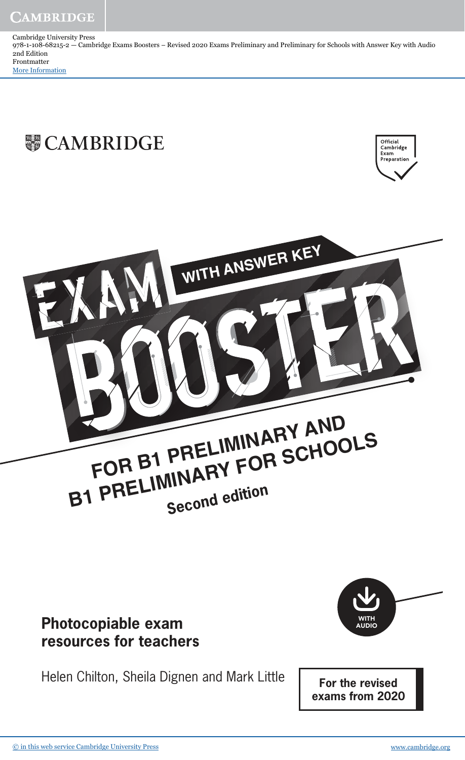Cambridge University Press
978-1-108-68215-2 — Cambridge Exams Boosters – Revised 2020 Exams Preliminary and Preliminary for Schools with Answer Key with Audio
2nd Edition
Frontmatter
More Information

CAMBRIDGE

Official Cambridge Exam Preparation

WITH ANSWER KEY

# EXAM BOOSTER

## FOR B1 PRELIMINARY AND B1 PRELIMINARY FOR SCHOOLS

Second edition

WITH AUDIO

**Photocopiable exam resources for teachers**

Helen Chilton, Sheila Dignen and Mark Little

**For the revised exams from 2020**

© in this web service Cambridge University Press www.cambridge.org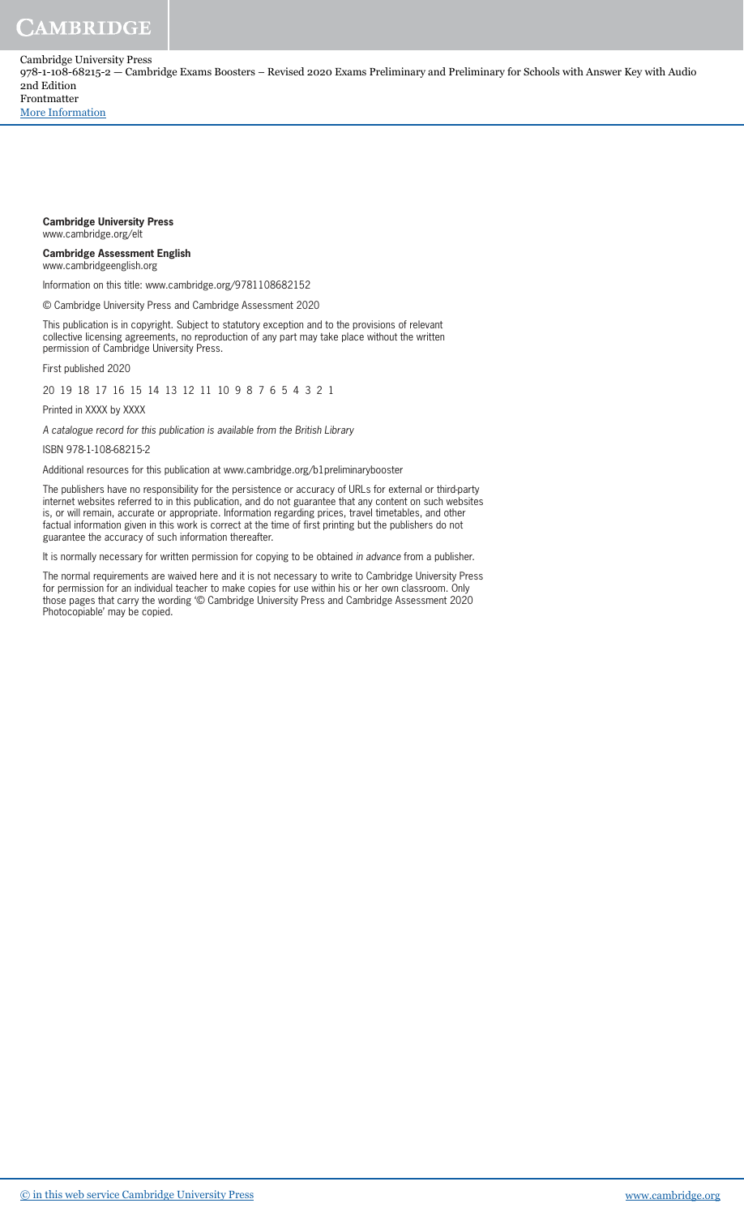**Cambridge University Press**
www.cambridge.org/elt

**Cambridge Assessment English**
www.cambridgeenglish.org

Information on this title: www.cambridge.org/9781108682152

© Cambridge University Press and Cambridge Assessment 2020

This publication is in copyright. Subject to statutory exception and to the provisions of relevant collective licensing agreements, no reproduction of any part may take place without the written permission of Cambridge University Press.

First published 2020

20 19 18 17 16 15 14 13 12 11 10 9 8 7 6 5 4 3 2 1

Printed in XXXX by XXXX

*A catalogue record for this publication is available from the British Library*

ISBN 978-1-108-68215-2

Additional resources for this publication at www.cambridge.org/b1preliminarybooster

The publishers have no responsibility for the persistence or accuracy of URLs for external or third-party internet websites referred to in this publication, and do not guarantee that any content on such websites is, or will remain, accurate or appropriate. Information regarding prices, travel timetables, and other factual information given in this work is correct at the time of first printing but the publishers do not guarantee the accuracy of such information thereafter.

It is normally necessary for written permission for copying to be obtained *in advance* from a publisher.

The normal requirements are waived here and it is not necessary to write to Cambridge University Press for permission for an individual teacher to make copies for use within his or her own classroom. Only those pages that carry the wording '© Cambridge University Press and Cambridge Assessment 2020 Photocopiable' may be copied.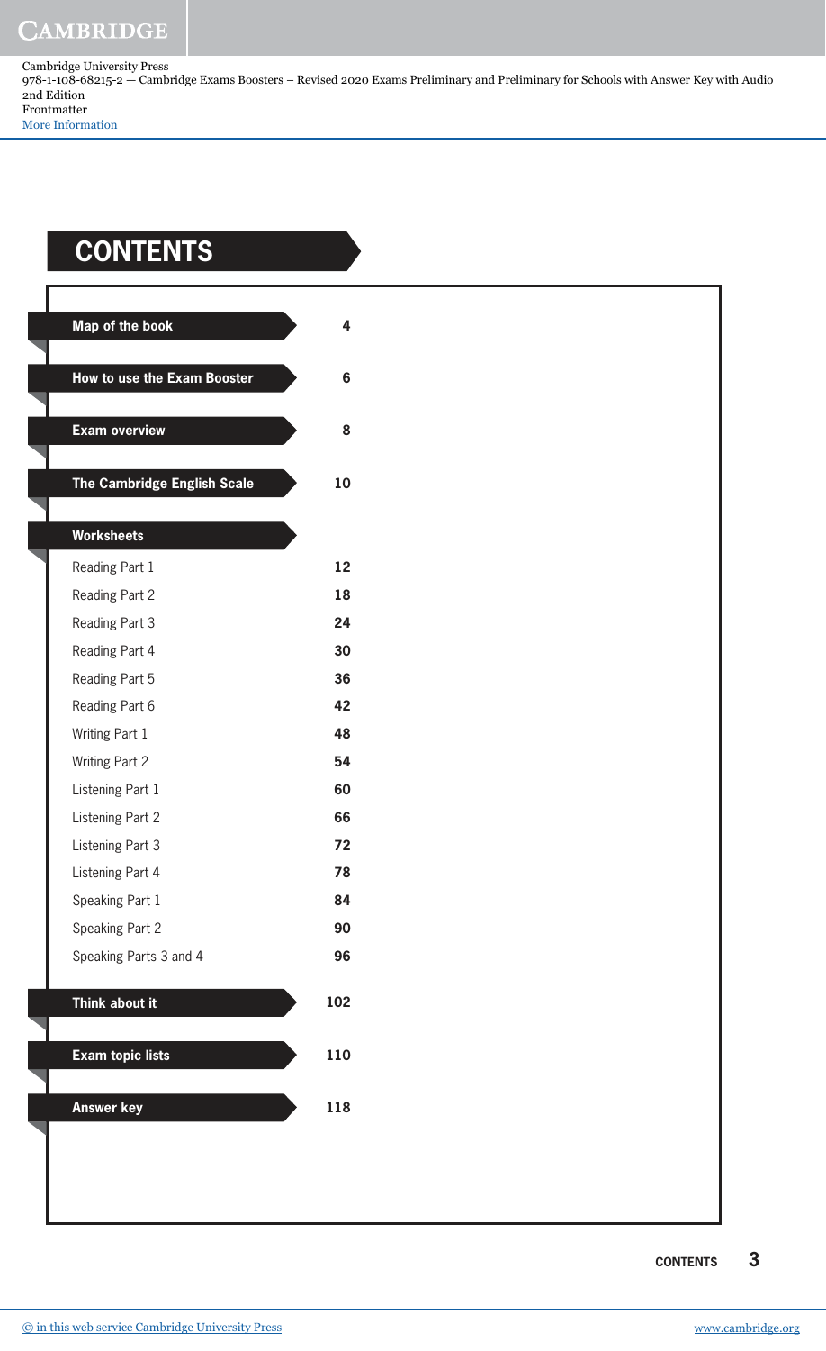# CONTENTS

| | |
|---|---|
| **Map of the book** | **4** |
| **How to use the Exam Booster** | **6** |
| **Exam overview** | **8** |
| **The Cambridge English Scale** | **10** |
| **Worksheets** | |
| Reading Part 1 | **12** |
| Reading Part 2 | **18** |
| Reading Part 3 | **24** |
| Reading Part 4 | **30** |
| Reading Part 5 | **36** |
| Reading Part 6 | **42** |
| Writing Part 1 | **48** |
| Writing Part 2 | **54** |
| Listening Part 1 | **60** |
| Listening Part 2 | **66** |
| Listening Part 3 | **72** |
| Listening Part 4 | **78** |
| Speaking Part 1 | **84** |
| Speaking Part 2 | **90** |
| Speaking Parts 3 and 4 | **96** |
| **Think about it** | **102** |
| **Exam topic lists** | **110** |
| **Answer key** | **118** |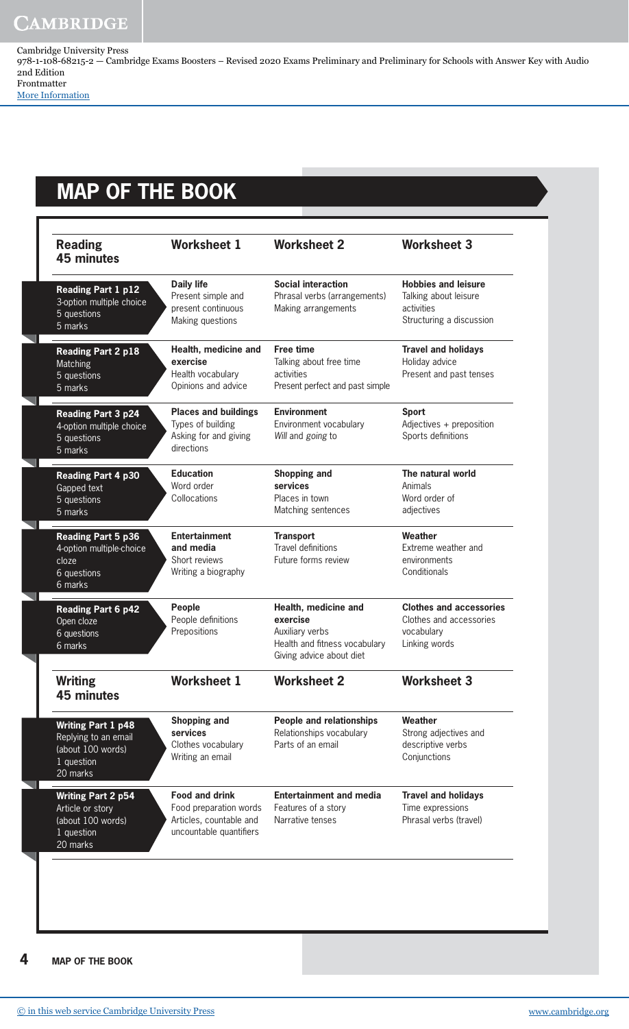# MAP OF THE BOOK

| **Reading 45 minutes** | **Worksheet 1** | **Worksheet 2** | **Worksheet 3** |
|---|---|---|---|
| **Reading Part 1 p12**<br>3-option multiple choice<br>5 questions<br>5 marks | **Daily life**<br>Present simple and present continuous<br>Making questions | **Social interaction**<br>Phrasal verbs (arrangements)<br>Making arrangements | **Hobbies and leisure**<br>Talking about leisure activities<br>Structuring a discussion |
| **Reading Part 2 p18**<br>Matching<br>5 questions<br>5 marks | **Health, medicine and exercise**<br>Health vocabulary<br>Opinions and advice | **Free time**<br>Talking about free time activities<br>Present perfect and past simple | **Travel and holidays**<br>Holiday advice<br>Present and past tenses |
| **Reading Part 3 p24**<br>4-option multiple choice<br>5 questions<br>5 marks | **Places and buildings**<br>Types of building<br>Asking for and giving directions | **Environment**<br>Environment vocabulary<br>*Will* and *going to* | **Sport**<br>Adjectives + preposition<br>Sports definitions |
| **Reading Part 4 p30**<br>Gapped text<br>5 questions<br>5 marks | **Education**<br>Word order<br>Collocations | **Shopping and services**<br>Places in town<br>Matching sentences | **The natural world**<br>Animals<br>Word order of adjectives |
| **Reading Part 5 p36**<br>4-option multiple-choice cloze<br>6 questions<br>6 marks | **Entertainment and media**<br>Short reviews<br>Writing a biography | **Transport**<br>Travel definitions<br>Future forms review | **Weather**<br>Extreme weather and environments<br>Conditionals |
| **Reading Part 6 p42**<br>Open cloze<br>6 questions<br>6 marks | **People**<br>People definitions<br>Prepositions | **Health, medicine and exercise**<br>Auxiliary verbs<br>Health and fitness vocabulary<br>Giving advice about diet | **Clothes and accessories**<br>Clothes and accessories vocabulary<br>Linking words |

| **Writing 45 minutes** | **Worksheet 1** | **Worksheet 2** | **Worksheet 3** |
|---|---|---|---|
| **Writing Part 1 p48**<br>Replying to an email (about 100 words)<br>1 question<br>20 marks | **Shopping and services**<br>Clothes vocabulary<br>Writing an email | **People and relationships**<br>Relationships vocabulary<br>Parts of an email | **Weather**<br>Strong adjectives and descriptive verbs<br>Conjunctions |
| **Writing Part 2 p54**<br>Article or story (about 100 words)<br>1 question<br>20 marks | **Food and drink**<br>Food preparation words<br>Articles, countable and uncountable quantifiers | **Entertainment and media**<br>Features of a story<br>Narrative tenses | **Travel and holidays**<br>Time expressions<br>Phrasal verbs (travel) |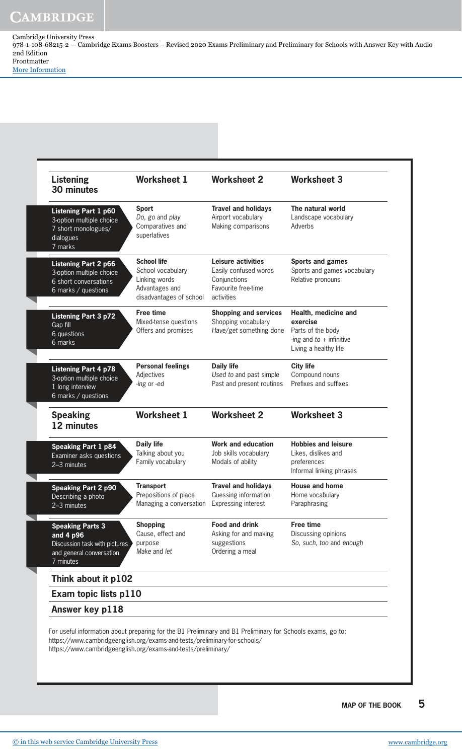| Listening 30 minutes | Worksheet 1 | Worksheet 2 | Worksheet 3 |
|---|---|---|---|
| **Listening Part 1 p60**<br>3-option multiple choice<br>7 short monologues/dialogues<br>7 marks | **Sport**<br>*Do*, *go* and *play*<br>Comparatives and superlatives | **Travel and holidays**<br>Airport vocabulary<br>Making comparisons | **The natural world**<br>Landscape vocabulary<br>Adverbs |
| **Listening Part 2 p66**<br>3-option multiple choice<br>6 short conversations<br>6 marks / questions | **School life**<br>School vocabulary<br>Linking words<br>Advantages and disadvantages of school | **Leisure activities**<br>Easily confused words<br>Conjunctions<br>Favourite free-time activities | **Sports and games**<br>Sports and games vocabulary<br>Relative pronouns |
| **Listening Part 3 p72**<br>Gap fill<br>6 questions<br>6 marks | **Free time**<br>Mixed-tense questions<br>Offers and promises | **Shopping and services**<br>Shopping vocabulary<br>*Have/get* something done | **Health, medicine and exercise**<br>Parts of the body<br>*-ing* and *to* + infinitive<br>Living a healthy life |
| **Listening Part 4 p78**<br>3-option multiple choice<br>1 long interview<br>6 marks / questions | **Personal feelings**<br>Adjectives<br>*-ing* or *-ed* | **Daily life**<br>*Used to* and past simple<br>Past and present routines | **City life**<br>Compound nouns<br>Prefixes and suffixes |

| Speaking 12 minutes | Worksheet 1 | Worksheet 2 | Worksheet 3 |
|---|---|---|---|
| **Speaking Part 1 p84**<br>Examiner asks questions<br>2–3 minutes | **Daily life**<br>Talking about you<br>Family vocabulary | **Work and education**<br>Job skills vocabulary<br>Modals of ability | **Hobbies and leisure**<br>Likes, dislikes and preferences<br>Informal linking phrases |
| **Speaking Part 2 p90**<br>Describing a photo<br>2–3 minutes | **Transport**<br>Prepositions of place<br>Managing a conversation | **Travel and holidays**<br>Guessing information<br>Expressing interest | **House and home**<br>Home vocabulary<br>Paraphrasing |
| **Speaking Parts 3 and 4 p96**<br>Discussion task with pictures and general conversation<br>7 minutes | **Shopping**<br>Cause, effect and purpose<br>*Make* and *let* | **Food and drink**<br>Asking for and making suggestions<br>Ordering a meal | **Free time**<br>Discussing opinions<br>*So*, *such*, *too* and *enough* |

**Think about it p102**

**Exam topic lists p110**

**Answer key p118**

For useful information about preparing for the B1 Preliminary and B1 Preliminary for Schools exams, go to:
https://www.cambridgeenglish.org/exams-and-tests/preliminary-for-schools/
https://www.cambridgeenglish.org/exams-and-tests/preliminary/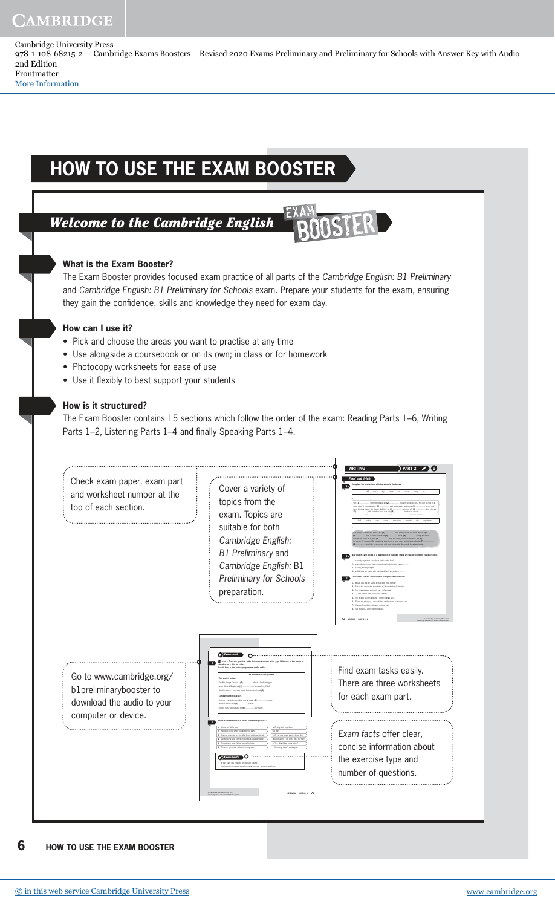# HOW TO USE THE EXAM BOOSTER

## Welcome to the Cambridge English EXAM BOOSTER

### What is the Exam Booster?

The Exam Booster provides focused exam practice of all parts of the *Cambridge English: B1 Preliminary* and *Cambridge English: B1 Preliminary for Schools* exam. Prepare your students for the exam, ensuring they gain the confidence, skills and knowledge they need for exam day.

### How can I use it?

- Pick and choose the areas you want to practise at any time
- Use alongside a coursebook or on its own; in class or for homework
- Photocopy worksheets for ease of use
- Use it flexibly to best support your students

### How is it structured?

The Exam Booster contains 15 sections which follow the order of the exam: Reading Parts 1–6, Writing Parts 1–2, Listening Parts 1–4 and finally Speaking Parts 1–4.

Check exam paper, exam part and worksheet number at the top of each section.

Cover a variety of topics from the exam. Topics are suitable for both *Cambridge English: B1 Preliminary* and *Cambridge English:* B1 *Preliminary for Schools* preparation.

Go to www.cambridge.org/b1preliminarybooster to download the audio to your computer or device.

Find exam tasks easily. There are three worksheets for each exam part.

*Exam facts* offer clear, concise information about the exercise type and number of questions.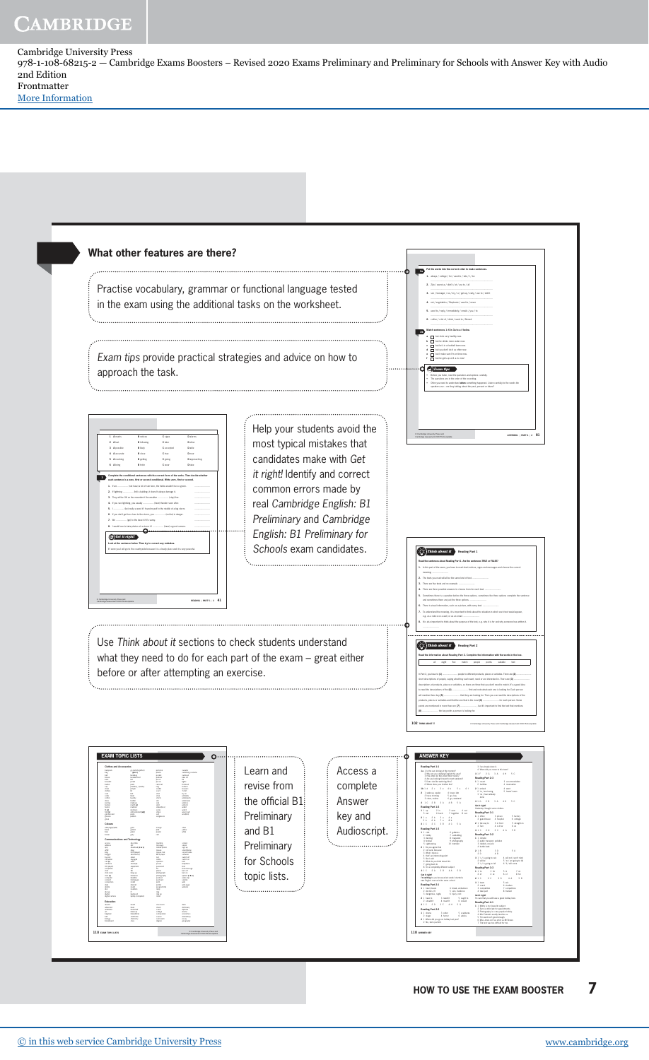Cambridge University Press
978-1-108-68215-2 — Cambridge Exams Boosters – Revised 2020 Exams Preliminary and Preliminary for Schools with Answer Key with Audio
2nd Edition
Frontmatter
More Information

## What other features are there?

Practise vocabulary, grammar or functional language tested in the exam using the additional tasks on the worksheet.

*Exam tips* provide practical strategies and advice on how to approach the task.

Help your students avoid the most typical mistakes that candidates make with *Get it right!* Identify and correct common errors made by real *Cambridge English: B1 Preliminary* and *Cambridge English: B1 Preliminary for Schools* exam candidates.

Use *Think about it* sections to check students understand what they need to do for each part of the exam – great either before or after attempting an exercise.

Learn and revise from the official B1 Preliminary and B1 Preliminary for Schools topic lists.

Access a complete Answer key and Audioscript.

HOW TO USE THE EXAM BOOSTER

© in this web service Cambridge University Press www.cambridge.org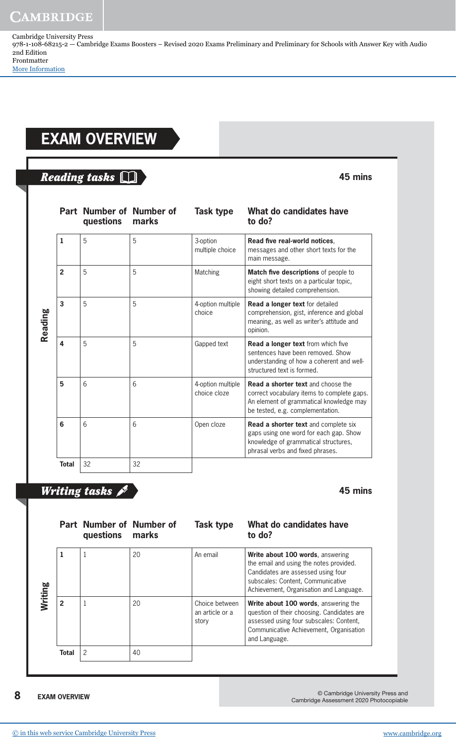# EXAM OVERVIEW

## *Reading tasks*

**45 mins**

**Reading**

| Part | Number of questions | Number of marks | Task type | What do candidates have to do? |
|---|---|---|---|---|
| **1** | 5 | 5 | 3-option multiple choice | **Read five real-world notices**, messages and other short texts for the main message. |
| **2** | 5 | 5 | Matching | **Match five descriptions** of people to eight short texts on a particular topic, showing detailed comprehension. |
| **3** | 5 | 5 | 4-option multiple choice | **Read a longer text** for detailed comprehension, gist, inference and global meaning, as well as writer's attitude and opinion. |
| **4** | 5 | 5 | Gapped text | **Read a longer text** from which five sentences have been removed. Show understanding of how a coherent and well-structured text is formed. |
| **5** | 6 | 6 | 4-option multiple choice cloze | **Read a shorter text** and choose the correct vocabulary items to complete gaps. An element of grammatical knowledge may be tested, e.g. complementation. |
| **6** | 6 | 6 | Open cloze | **Read a shorter text** and complete six gaps using one word for each gap. Show knowledge of grammatical structures, phrasal verbs and fixed phrases. |
| **Total** | 32 | 32 | | |

## *Writing tasks*

**45 mins**

**Writing**

| Part | Number of questions | Number of marks | Task type | What do candidates have to do? |
|---|---|---|---|---|
| **1** | 1 | 20 | An email | **Write about 100 words**, answering the email and using the notes provided. Candidates are assessed using four subscales: Content, Communicative Achievement, Organisation and Language. |
| **2** | 1 | 20 | Choice between an article or a story | **Write about 100 words**, answering the question of their choosing. Candidates are assessed using four subscales: Content, Communicative Achievement, Organisation and Language. |
| **Total** | 2 | 40 | | |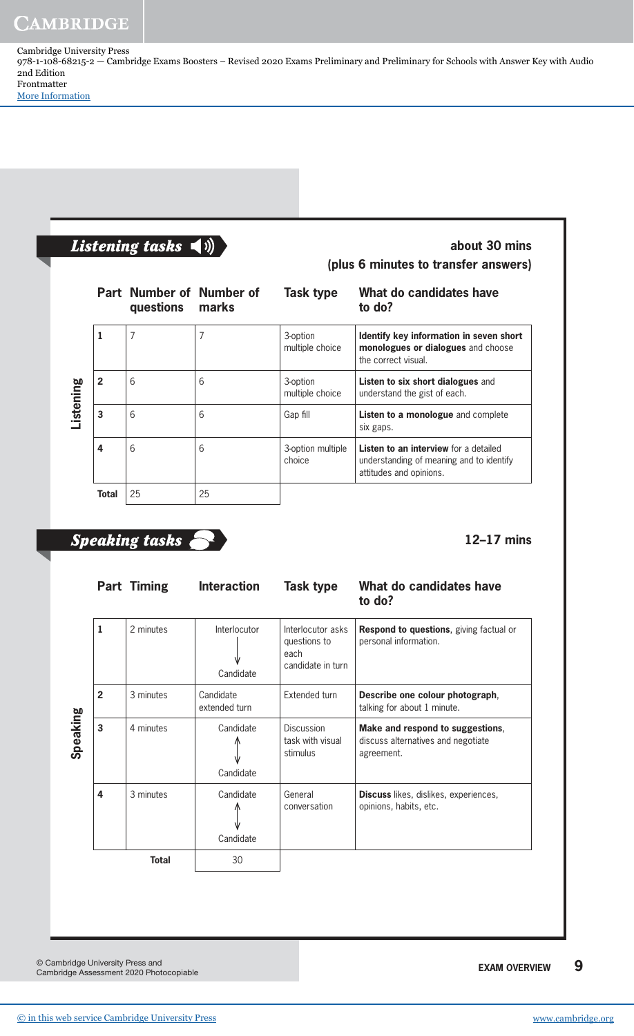## Listening tasks

**about 30 mins (plus 6 minutes to transfer answers)**

| Part | Number of questions | Number of marks | Task type | What do candidates have to do? |
|---|---|---|---|---|
| 1 | 7 | 7 | 3-option multiple choice | **Identify key information in seven short monologues or dialogues** and choose the correct visual. |
| 2 | 6 | 6 | 3-option multiple choice | **Listen to six short dialogues** and understand the gist of each. |
| 3 | 6 | 6 | Gap fill | **Listen to a monologue** and complete six gaps. |
| 4 | 6 | 6 | 3-option multiple choice | **Listen to an interview** for a detailed understanding of meaning and to identify attitudes and opinions. |
| **Total** | 25 | 25 | | |

## Speaking tasks

**12–17 mins**

| Part | Timing | Interaction | Task type | What do candidates have to do? |
|---|---|---|---|---|
| 1 | 2 minutes | Interlocutor → Candidate | Interlocutor asks questions to each candidate in turn | **Respond to questions**, giving factual or personal information. |
| 2 | 3 minutes | Candidate extended turn | Extended turn | **Describe one colour photograph**, talking for about 1 minute. |
| 3 | 4 minutes | Candidate ↔ Candidate | Discussion task with visual stimulus | **Make and respond to suggestions**, discuss alternatives and negotiate agreement. |
| 4 | 3 minutes | Candidate ↔ Candidate | General conversation | **Discuss** likes, dislikes, experiences, opinions, habits, etc. |
| | **Total** | 30 | | |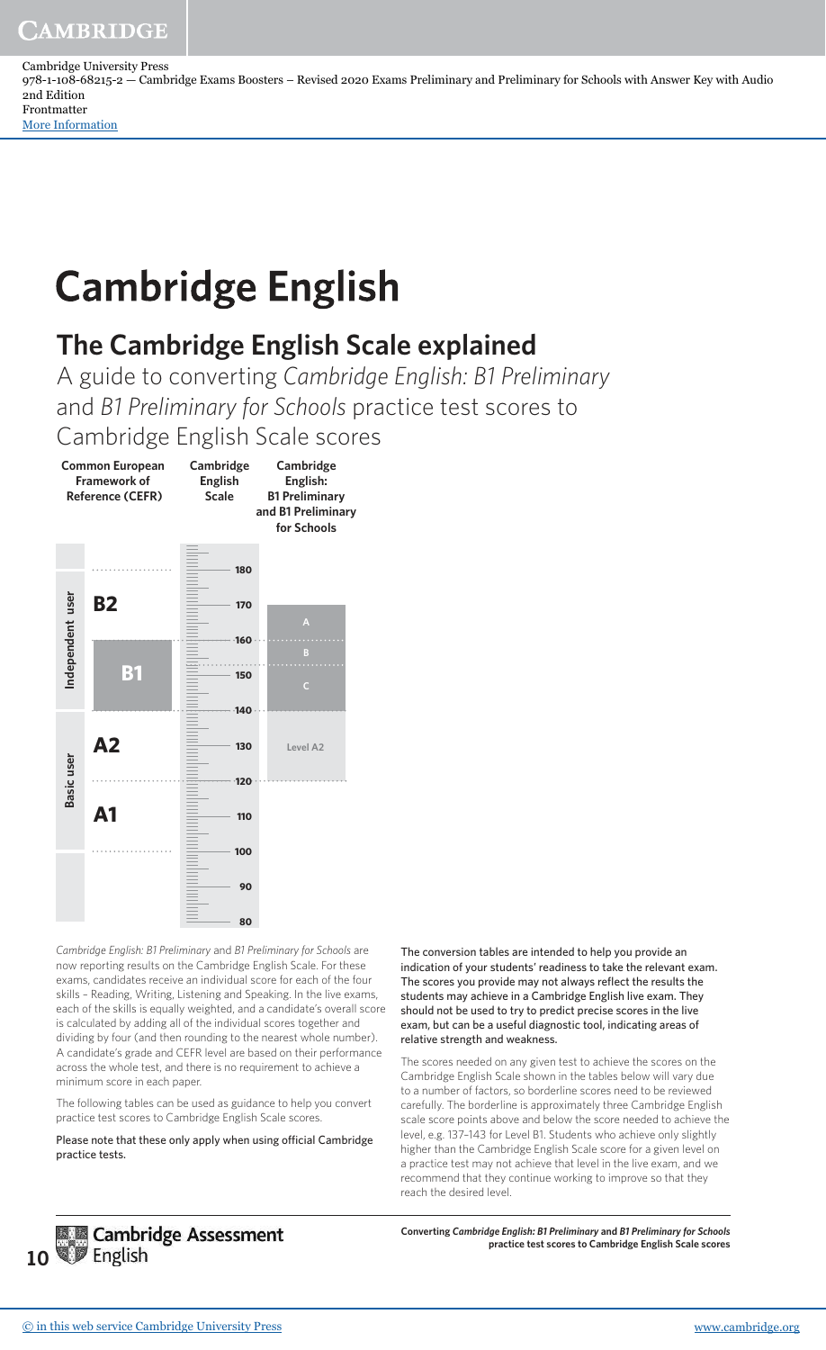# Cambridge English

## The Cambridge English Scale explained

A guide to converting *Cambridge English: B1 Preliminary* and *B1 Preliminary for Schools* practice test scores to Cambridge English Scale scores

| Common European Framework of Reference (CEFR) | | Cambridge English Scale | Cambridge English: B1 Preliminary and B1 Preliminary for Schools |
|---|---|---|---|
| Independent user | B2 | 160–180 | A (160–170) |
| Independent user | B1 | 140–160 | B (153–160), C (140–153) |
| Basic user | A2 | 120–140 | Level A2 (120–140) |
| Basic user | A1 | 100–120 | |

*Cambridge English: B1 Preliminary* and *B1 Preliminary for Schools* are now reporting results on the Cambridge English Scale. For these exams, candidates receive an individual score for each of the four skills – Reading, Writing, Listening and Speaking. In the live exams, each of the skills is equally weighted, and a candidate's overall score is calculated by adding all of the individual scores together and dividing by four (and then rounding to the nearest whole number). A candidate's grade and CEFR level are based on their performance across the whole test, and there is no requirement to achieve a minimum score in each paper.

The following tables can be used as guidance to help you convert practice test scores to Cambridge English Scale scores.

Please note that these only apply when using official Cambridge practice tests.

The conversion tables are intended to help you provide an indication of your students' readiness to take the relevant exam. The scores you provide may not always reflect the results the students may achieve in a Cambridge English live exam. They should not be used to try to predict precise scores in the live exam, but can be a useful diagnostic tool, indicating areas of relative strength and weakness.

The scores needed on any given test to achieve the scores on the Cambridge English Scale shown in the tables below will vary due to a number of factors, so borderline scores need to be reviewed carefully. The borderline is approximately three Cambridge English scale score points above and below the score needed to achieve the level, e.g. 137–143 for Level B1. Students who achieve only slightly higher than the Cambridge English Scale score for a given level on a practice test may not achieve that level in the live exam, and we recommend that they continue working to improve so that they reach the desired level.

Cambridge Assessment English

**Converting *Cambridge English: B1 Preliminary* and *B1 Preliminary for Schools* practice test scores to Cambridge English Scale scores**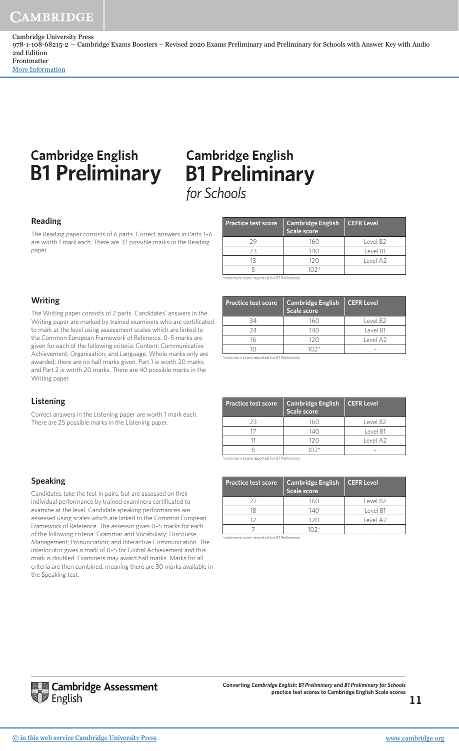Cambridge University Press
978-1-108-68215-2 — Cambridge Exams Boosters – Revised 2020 Exams Preliminary and Preliminary for Schools with Answer Key with Audio
2nd Edition
Frontmatter
More Information

# Cambridge English B1 Preliminary

# Cambridge English B1 Preliminary *for Schools*

## Reading

The Reading paper consists of 6 parts. Correct answers in Parts 1–6 are worth 1 mark each. There are 32 possible marks in the Reading paper.

| Practice test score | Cambridge English Scale score | CEFR Level |
|---|---|---|
| 29 | 160 | Level B2 |
| 23 | 140 | Level B1 |
| 13 | 120 | Level A2 |
| 5 | 102* | – |

*minimum score reported for *B1 Preliminary*

## Writing

The Writing paper consists of 2 parts. Candidates' answers in the Writing paper are marked by trained examiners who are certificated to mark at the level using assessment scales which are linked to the Common European Framework of Reference. 0–5 marks are given for each of the following criteria: Content; Communicative Achievement; Organisation; and Language. Whole marks only are awarded; there are no half marks given. Part 1 is worth 20 marks and Part 2 is worth 20 marks. There are 40 possible marks in the Writing paper.

| Practice test score | Cambridge English Scale score | CEFR Level |
|---|---|---|
| 34 | 160 | Level B2 |
| 24 | 140 | Level B1 |
| 16 | 120 | Level A2 |
| 10 | 102* | – |

*minimum score reported for *B1 Preliminary*

## Listening

Correct answers in the Listening paper are worth 1 mark each. There are 25 possible marks in the Listening paper.

| Practice test score | Cambridge English Scale score | CEFR Level |
|---|---|---|
| 23 | 160 | Level B2 |
| 17 | 140 | Level B1 |
| 11 | 120 | Level A2 |
| 6 | 102* | – |

*minimum score reported for *B1 Preliminary*

## Speaking

Candidates take the test in pairs, but are assessed on their individual performance by trained examiners certificated to examine at the level. Candidate speaking performances are assessed using scales which are linked to the Common European Framework of Reference. The assessor gives 0–5 marks for each of the following criteria: Grammar and Vocabulary; Discourse Management; Pronunciation; and Interactive Communication. The interlocutor gives a mark of 0–5 for Global Achievement and this mark is doubled. Examiners may award half marks. Marks for all criteria are then combined, meaning there are 30 marks available in the Speaking test.

| Practice test score | Cambridge English Scale score | CEFR Level |
|---|---|---|
| 27 | 160 | Level B2 |
| 18 | 140 | Level B1 |
| 12 | 120 | Level A2 |
| 7 | 102* | – |

*minimum score reported for *B1 Preliminary*

Cambridge Assessment English

**Converting *Cambridge English: B1 Preliminary* and *B1 Preliminary for Schools* practice test scores to Cambridge English Scale scores**

© in this web service Cambridge University Press www.cambridge.org